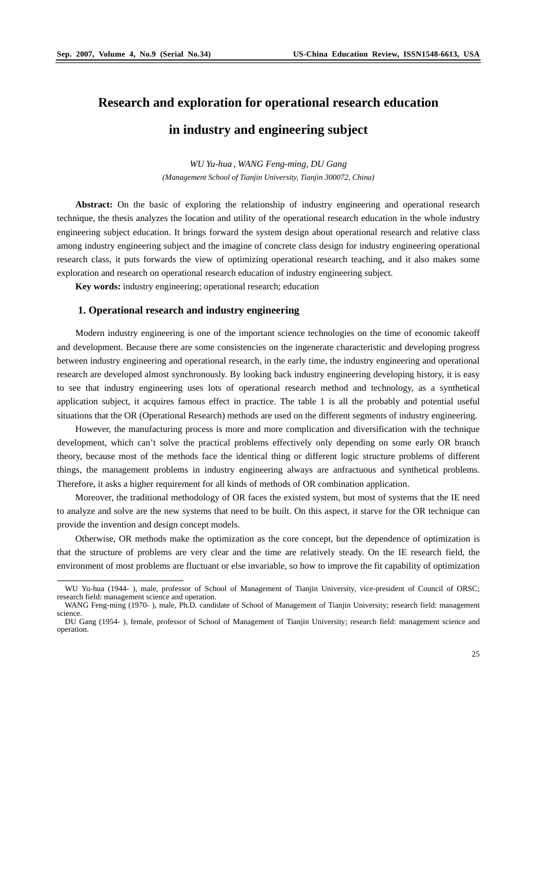# Research and exploration for operational research education in industry and engineering subject

*WU Yu-hua , WANG Feng-ming, DU Gang*

*(Management School of Tianjin University, Tianjin 300072, China)*

**Abstract:** On the basic of exploring the relationship of industry engineering and operational research technique, the thesis analyzes the location and utility of the operational research education in the whole industry engineering subject education. It brings forward the system design about operational research and relative class among industry engineering subject and the imagine of concrete class design for industry engineering operational research class, it puts forwards the view of optimizing operational research teaching, and it also makes some exploration and research on operational research education of industry engineering subject.

**Key words:** industry engineering; operational research; education

## 1. Operational research and industry engineering

Modern industry engineering is one of the important science technologies on the time of economic takeoff and development. Because there are some consistencies on the ingenerate characteristic and developing progress between industry engineering and operational research, in the early time, the industry engineering and operational research are developed almost synchronously. By looking back industry engineering developing history, it is easy to see that industry engineering uses lots of operational research method and technology, as a synthetical application subject, it acquires famous effect in practice. The table 1 is all the probably and potential useful situations that the OR (Operational Research) methods are used on the different segments of industry engineering.

However, the manufacturing process is more and more complication and diversification with the technique development, which can't solve the practical problems effectively only depending on some early OR branch theory, because most of the methods face the identical thing or different logic structure problems of different things, the management problems in industry engineering always are anfractuous and synthetical problems. Therefore, it asks a higher requirement for all kinds of methods of OR combination application.

Moreover, the traditional methodology of OR faces the existed system, but most of systems that the IE need to analyze and solve are the new systems that need to be built. On this aspect, it starve for the OR technique can provide the invention and design concept models.

Otherwise, OR methods make the optimization as the core concept, but the dependence of optimization is that the structure of problems are very clear and the time are relatively steady. On the IE research field, the environment of most problems are fluctuant or else invariable, so how to improve the fit capability of optimization

---

WU Yu-hua (1944- ), male, professor of School of Management of Tianjin University, vice-president of Council of ORSC; research field: management science and operation.

WANG Feng-ming (1970- ), male, Ph.D. candidate of School of Management of Tianjin University; research field: management science.

DU Gang (1954- ), female, professor of School of Management of Tianjin University; research field: management science and operation.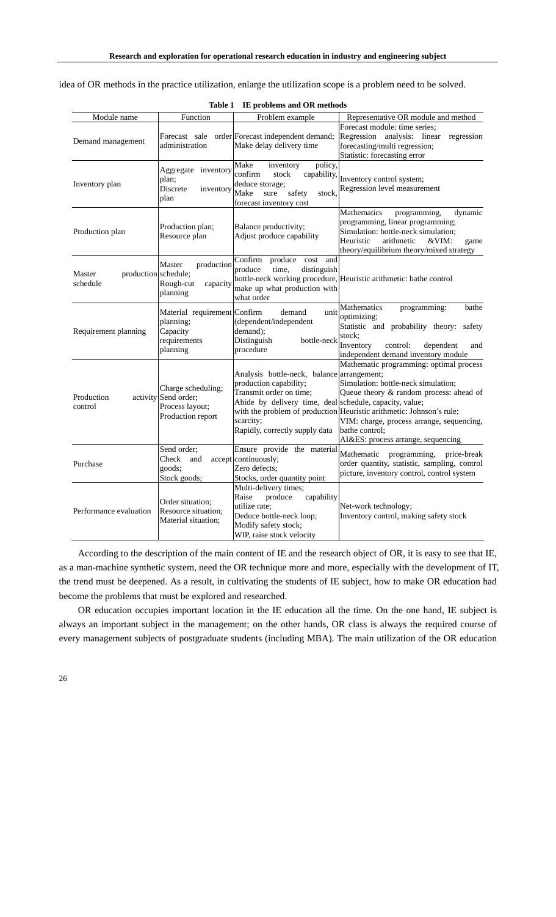idea of OR methods in the practice utilization, enlarge the utilization scope is a problem need to be solved.

**Table 1 IE problems and OR methods**

| Module name | Function | Problem example | Representative OR module and method |
|---|---|---|---|
| Demand management | Forecast sale order administration | Forecast independent demand; Make delay delivery time | Forecast module: time series; Regression analysis: linear regression forecasting/multi regression; Statistic: forecasting error |
| Inventory plan | Aggregate inventory plan; Discrete inventory plan | Make inventory policy, confirm stock capability, deduce storage; Make sure safety stock, forecast inventory cost | Inventory control system; Regression level measurement |
| Production plan | Production plan; Resource plan | Balance productivity; Adjust produce capability | Mathematics programming, dynamic programming, linear programming; Simulation: bottle-neck simulation; Heuristic arithmetic &VIM: game theory/equilibrium theory/mixed strategy |
| Master production schedule | Master production schedule; Rough-cut capacity planning | Confirm produce cost and produce time, distinguish bottle-neck working procedure, make up what production with what order | Heuristic arithmetic: bathe control |
| Requirement planning | Material requirement planning; Capacity requirements planning | Confirm demand unit (dependent/independent demand); Distinguish bottle-neck procedure | Mathematics programming: bathe optimizing; Statistic and probability theory: safety stock; Inventory control: dependent and independent demand inventory module |
| Production activity control | Charge scheduling; Send order; Process layout; Production report | Analysis bottle-neck, balance production capability; Transmit order on time; Abide by delivery time, deal with the problem of production scarcity; Rapidly, correctly supply data | Mathematic programming: optimal process arrangement; Simulation: bottle-neck simulation; Queue theory & random process: ahead of schedule, capacity, value; Heuristic arithmetic: Johnson's rule; VIM: charge, process arrange, sequencing, bathe control; AI&ES: process arrange, sequencing |
| Purchase | Send order; Check and accept goods; Stock goods; | Ensure provide the material continuously; Zero defects; Stocks, order quantity point | Mathematic programming, price-break order quantity, statistic, sampling, control picture, inventory control, control system |
| Performance evaluation | Order situation; Resource situation; Material situation; | Multi-delivery times; Raise produce capability utilize rate; Deduce bottle-neck loop; Modify safety stock; WIP, raise stock velocity | Net-work technology; Inventory control, making safety stock |

According to the description of the main content of IE and the research object of OR, it is easy to see that IE, as a man-machine synthetic system, need the OR technique more and more, especially with the development of IT, the trend must be deepened. As a result, in cultivating the students of IE subject, how to make OR education had become the problems that must be explored and researched.

OR education occupies important location in the IE education all the time. On the one hand, IE subject is always an important subject in the management; on the other hands, OR class is always the required course of every management subjects of postgraduate students (including MBA). The main utilization of the OR education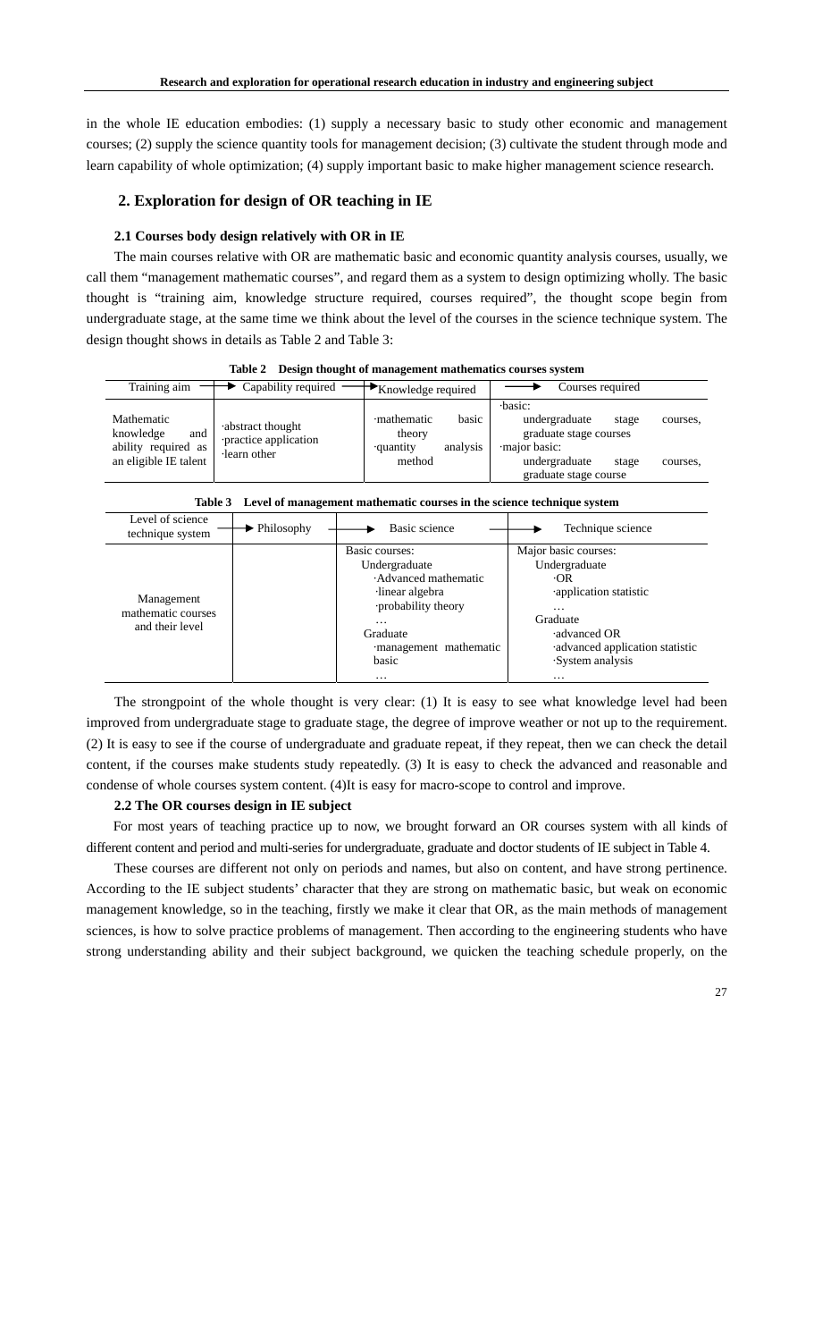in the whole IE education embodies: (1) supply a necessary basic to study other economic and management courses; (2) supply the science quantity tools for management decision; (3) cultivate the student through mode and learn capability of whole optimization; (4) supply important basic to make higher management science research.

## 2. Exploration for design of OR teaching in IE

### 2.1 Courses body design relatively with OR in IE

The main courses relative with OR are mathematic basic and economic quantity analysis courses, usually, we call them "management mathematic courses", and regard them as a system to design optimizing wholly. The basic thought is "training aim, knowledge structure required, courses required", the thought scope begin from undergraduate stage, at the same time we think about the level of the courses in the science technique system. The design thought shows in details as Table 2 and Table 3:

**Table 2 Design thought of management mathematics courses system**

| Training aim → | Capability required → | Knowledge required → | Courses required |
|---|---|---|---|
| Mathematic knowledge and ability required as an eligible IE talent | ·abstract thought<br>·practice application<br>·learn other | ·mathematic basic theory<br>·quantity analysis method | ·basic:<br>undergraduate stage courses, graduate stage courses<br>·major basic:<br>undergraduate stage courses, graduate stage course |

**Table 3 Level of management mathematic courses in the science technique system**

| Level of science technique system → | Philosophy → | Basic science → | Technique science |
|---|---|---|---|
| Management mathematic courses and their level | | Basic courses:<br>Undergraduate<br>·Advanced mathematic<br>·linear algebra<br>·probability theory<br>…<br>Graduate<br>·management mathematic basic<br>… | Major basic courses:<br>Undergraduate<br>·OR<br>·application statistic<br>…<br>Graduate<br>·advanced OR<br>·advanced application statistic<br>·System analysis<br>… |

The strongpoint of the whole thought is very clear: (1) It is easy to see what knowledge level had been improved from undergraduate stage to graduate stage, the degree of improve weather or not up to the requirement. (2) It is easy to see if the course of undergraduate and graduate repeat, if they repeat, then we can check the detail content, if the courses make students study repeatedly. (3) It is easy to check the advanced and reasonable and condense of whole courses system content. (4)It is easy for macro-scope to control and improve.

### 2.2 The OR courses design in IE subject

For most years of teaching practice up to now, we brought forward an OR courses system with all kinds of different content and period and multi-series for undergraduate, graduate and doctor students of IE subject in Table 4.

These courses are different not only on periods and names, but also on content, and have strong pertinence. According to the IE subject students' character that they are strong on mathematic basic, but weak on economic management knowledge, so in the teaching, firstly we make it clear that OR, as the main methods of management sciences, is how to solve practice problems of management. Then according to the engineering students who have strong understanding ability and their subject background, we quicken the teaching schedule properly, on the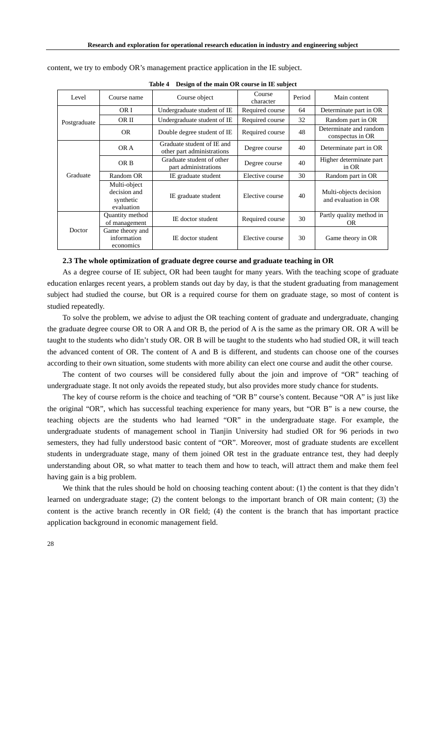content, we try to embody OR's management practice application in the IE subject.

**Table 4 Design of the main OR course in IE subject**

| Level | Course name | Course object | Course character | Period | Main content |
|---|---|---|---|---|---|
| Postgraduate | OR I | Undergraduate student of IE | Required course | 64 | Determinate part in OR |
| | OR II | Undergraduate student of IE | Required course | 32 | Random part in OR |
| | OR | Double degree student of IE | Required course | 48 | Determinate and random conspectus in OR |
| Graduate | OR A | Graduate student of IE and other part administrations | Degree course | 40 | Determinate part in OR |
| | OR B | Graduate student of other part administrations | Degree course | 40 | Higher determinate part in OR |
| | Random OR | IE graduate student | Elective course | 30 | Random part in OR |
| | Multi-object decision and synthetic evaluation | IE graduate student | Elective course | 40 | Multi-objects decision and evaluation in OR |
| Doctor | Quantity method of management | IE doctor student | Required course | 30 | Partly quality method in OR |
| | Game theory and information economics | IE doctor student | Elective course | 30 | Game theory in OR |

### 2.3 The whole optimization of graduate degree course and graduate teaching in OR

As a degree course of IE subject, OR had been taught for many years. With the teaching scope of graduate education enlarges recent years, a problem stands out day by day, is that the student graduating from management subject had studied the course, but OR is a required course for them on graduate stage, so most of content is studied repeatedly.

To solve the problem, we advise to adjust the OR teaching content of graduate and undergraduate, changing the graduate degree course OR to OR A and OR B, the period of A is the same as the primary OR. OR A will be taught to the students who didn't study OR. OR B will be taught to the students who had studied OR, it will teach the advanced content of OR. The content of A and B is different, and students can choose one of the courses according to their own situation, some students with more ability can elect one course and audit the other course.

The content of two courses will be considered fully about the join and improve of "OR" teaching of undergraduate stage. It not only avoids the repeated study, but also provides more study chance for students.

The key of course reform is the choice and teaching of "OR B" course's content. Because "OR A" is just like the original "OR", which has successful teaching experience for many years, but "OR B" is a new course, the teaching objects are the students who had learned "OR" in the undergraduate stage. For example, the undergraduate students of management school in Tianjin University had studied OR for 96 periods in two semesters, they had fully understood basic content of "OR". Moreover, most of graduate students are excellent students in undergraduate stage, many of them joined OR test in the graduate entrance test, they had deeply understanding about OR, so what matter to teach them and how to teach, will attract them and make them feel having gain is a big problem.

We think that the rules should be hold on choosing teaching content about: (1) the content is that they didn't learned on undergraduate stage; (2) the content belongs to the important branch of OR main content; (3) the content is the active branch recently in OR field; (4) the content is the branch that has important practice application background in economic management field.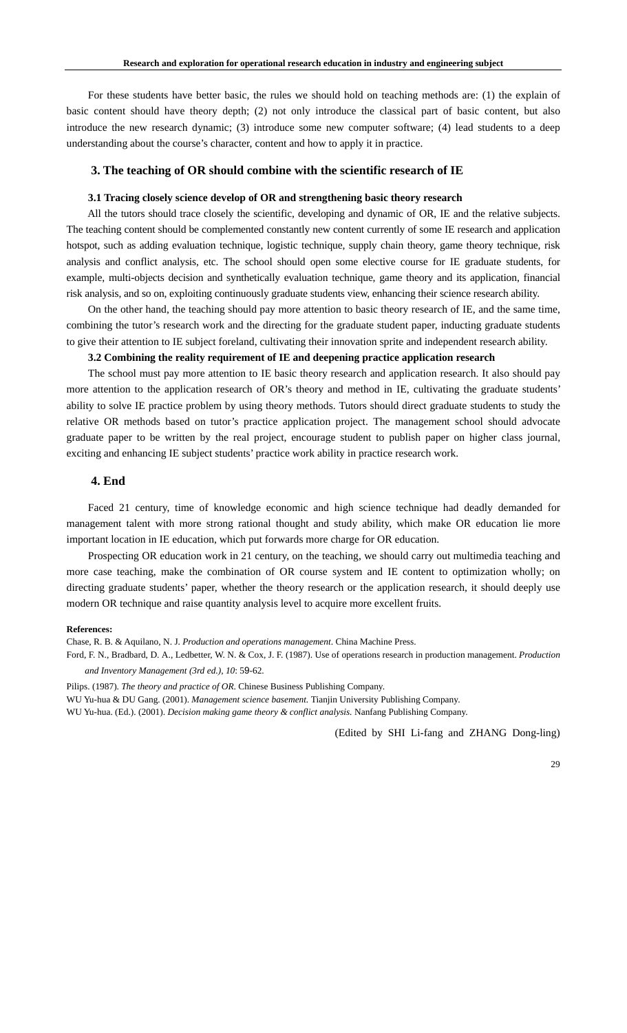For these students have better basic, the rules we should hold on teaching methods are: (1) the explain of basic content should have theory depth; (2) not only introduce the classical part of basic content, but also introduce the new research dynamic; (3) introduce some new computer software; (4) lead students to a deep understanding about the course's character, content and how to apply it in practice.

## 3. The teaching of OR should combine with the scientific research of IE

### 3.1 Tracing closely science develop of OR and strengthening basic theory research

All the tutors should trace closely the scientific, developing and dynamic of OR, IE and the relative subjects. The teaching content should be complemented constantly new content currently of some IE research and application hotspot, such as adding evaluation technique, logistic technique, supply chain theory, game theory technique, risk analysis and conflict analysis, etc. The school should open some elective course for IE graduate students, for example, multi-objects decision and synthetically evaluation technique, game theory and its application, financial risk analysis, and so on, exploiting continuously graduate students view, enhancing their science research ability.

On the other hand, the teaching should pay more attention to basic theory research of IE, and the same time, combining the tutor's research work and the directing for the graduate student paper, inducting graduate students to give their attention to IE subject foreland, cultivating their innovation sprite and independent research ability.

### 3.2 Combining the reality requirement of IE and deepening practice application research

The school must pay more attention to IE basic theory research and application research. It also should pay more attention to the application research of OR's theory and method in IE, cultivating the graduate students' ability to solve IE practice problem by using theory methods. Tutors should direct graduate students to study the relative OR methods based on tutor's practice application project. The management school should advocate graduate paper to be written by the real project, encourage student to publish paper on higher class journal, exciting and enhancing IE subject students' practice work ability in practice research work.

## 4. End

Faced 21 century, time of knowledge economic and high science technique had deadly demanded for management talent with more strong rational thought and study ability, which make OR education lie more important location in IE education, which put forwards more charge for OR education.

Prospecting OR education work in 21 century, on the teaching, we should carry out multimedia teaching and more case teaching, make the combination of OR course system and IE content to optimization wholly; on directing graduate students' paper, whether the theory research or the application research, it should deeply use modern OR technique and raise quantity analysis level to acquire more excellent fruits.

**References:**

Chase, R. B. & Aquilano, N. J. *Production and operations management*. China Machine Press.

Ford, F. N., Bradbard, D. A., Ledbetter, W. N. & Cox, J. F. (1987). Use of operations research in production management. *Production and Inventory Management (3rd ed.)*, *10*: 59-62.

Pilips. (1987). *The theory and practice of OR*. Chinese Business Publishing Company.

WU Yu-hua & DU Gang. (2001). *Management science basement.* Tianjin University Publishing Company.

WU Yu-hua. (Ed.). (2001). *Decision making game theory & conflict analysis.* Nanfang Publishing Company.

(Edited by SHI Li-fang and ZHANG Dong-ling)